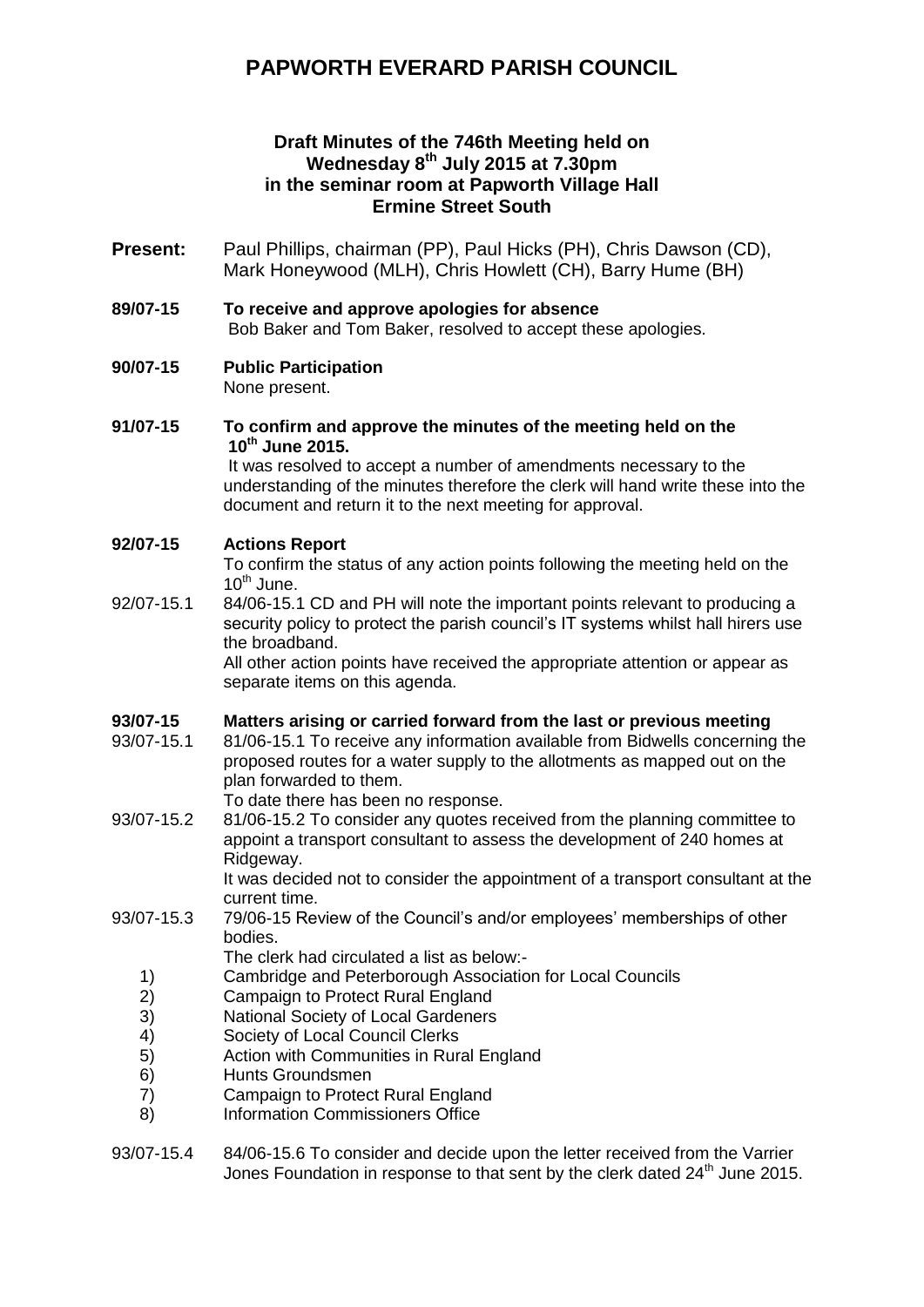# PAPWORTH EVERARD PARISH COUNCIL

**Draft Minutes of the 746th Meeting held on**
**Wednesday 8th July 2015 at 7.30pm**
**in the seminar room at Papworth Village Hall**
**Ermine Street South**

**Present:** Paul Phillips, chairman (PP), Paul Hicks (PH), Chris Dawson (CD), Mark Honeywood (MLH), Chris Howlett (CH), Barry Hume (BH)

**89/07-15 To receive and approve apologies for absence**
Bob Baker and Tom Baker, resolved to accept these apologies.

**90/07-15 Public Participation**
None present.

**91/07-15 To confirm and approve the minutes of the meeting held on the 10th June 2015.**
It was resolved to accept a number of amendments necessary to the understanding of the minutes therefore the clerk will hand write these into the document and return it to the next meeting for approval.

**92/07-15 Actions Report**
To confirm the status of any action points following the meeting held on the 10th June.

92/07-15.1 84/06-15.1 CD and PH will note the important points relevant to producing a security policy to protect the parish council's IT systems whilst hall hirers use the broadband.
All other action points have received the appropriate attention or appear as separate items on this agenda.

**93/07-15 Matters arising or carried forward from the last or previous meeting**

93/07-15.1 81/06-15.1 To receive any information available from Bidwells concerning the proposed routes for a water supply to the allotments as mapped out on the plan forwarded to them.
To date there has been no response.

93/07-15.2 81/06-15.2 To consider any quotes received from the planning committee to appoint a transport consultant to assess the development of 240 homes at Ridgeway.
It was decided not to consider the appointment of a transport consultant at the current time.

93/07-15.3 79/06-15 Review of the Council's and/or employees' memberships of other bodies.
The clerk had circulated a list as below:-

1) Cambridge and Peterborough Association for Local Councils
2) Campaign to Protect Rural England
3) National Society of Local Gardeners
4) Society of Local Council Clerks
5) Action with Communities in Rural England
6) Hunts Groundsmen
7) Campaign to Protect Rural England
8) Information Commissioners Office

93/07-15.4 84/06-15.6 To consider and decide upon the letter received from the Varrier Jones Foundation in response to that sent by the clerk dated 24th June 2015.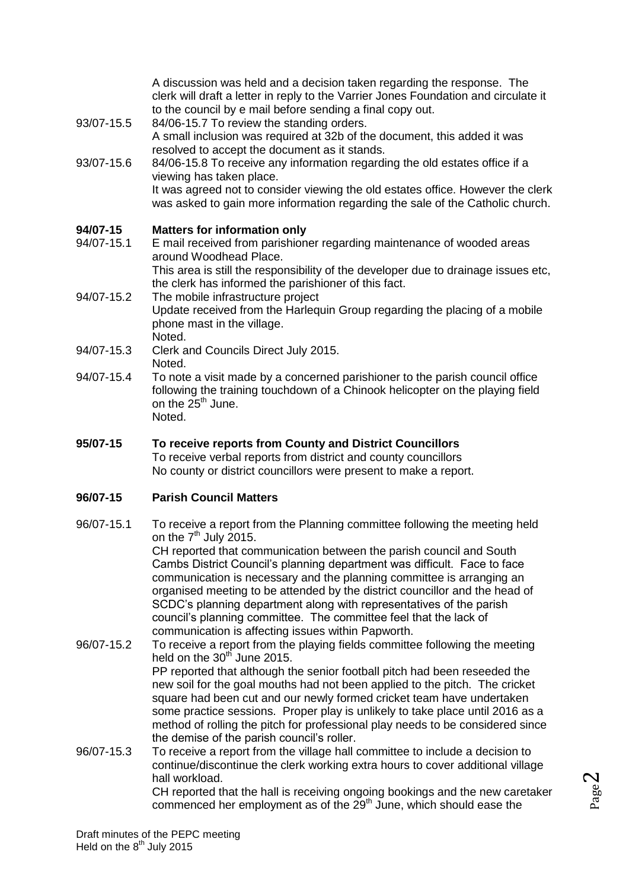A discussion was held and a decision taken regarding the response. The clerk will draft a letter in reply to the Varrier Jones Foundation and circulate it to the council by e mail before sending a final copy out.

93/07-15.5 84/06-15.7 To review the standing orders.
A small inclusion was required at 32b of the document, this added it was resolved to accept the document as it stands.

93/07-15.6 84/06-15.8 To receive any information regarding the old estates office if a viewing has taken place.
It was agreed not to consider viewing the old estates office. However the clerk was asked to gain more information regarding the sale of the Catholic church.

**94/07-15 Matters for information only**

94/07-15.1 E mail received from parishioner regarding maintenance of wooded areas around Woodhead Place.
This area is still the responsibility of the developer due to drainage issues etc, the clerk has informed the parishioner of this fact.

94/07-15.2 The mobile infrastructure project
Update received from the Harlequin Group regarding the placing of a mobile phone mast in the village.
Noted.

94/07-15.3 Clerk and Councils Direct July 2015.
Noted.

94/07-15.4 To note a visit made by a concerned parishioner to the parish council office following the training touchdown of a Chinook helicopter on the playing field on the 25th June.
Noted.

**95/07-15 To receive reports from County and District Councillors**

To receive verbal reports from district and county councillors
No county or district councillors were present to make a report.

**96/07-15 Parish Council Matters**

96/07-15.1 To receive a report from the Planning committee following the meeting held on the 7th July 2015.
CH reported that communication between the parish council and South Cambs District Council's planning department was difficult. Face to face communication is necessary and the planning committee is arranging an organised meeting to be attended by the district councillor and the head of SCDC's planning department along with representatives of the parish council's planning committee. The committee feel that the lack of communication is affecting issues within Papworth.

96/07-15.2 To receive a report from the playing fields committee following the meeting held on the 30th June 2015.
PP reported that although the senior football pitch had been reseeded the new soil for the goal mouths had not been applied to the pitch. The cricket square had been cut and our newly formed cricket team have undertaken some practice sessions. Proper play is unlikely to take place until 2016 as a method of rolling the pitch for professional play needs to be considered since the demise of the parish council's roller.

96/07-15.3 To receive a report from the village hall committee to include a decision to continue/discontinue the clerk working extra hours to cover additional village hall workload.
CH reported that the hall is receiving ongoing bookings and the new caretaker commenced her employment as of the 29th June, which should ease the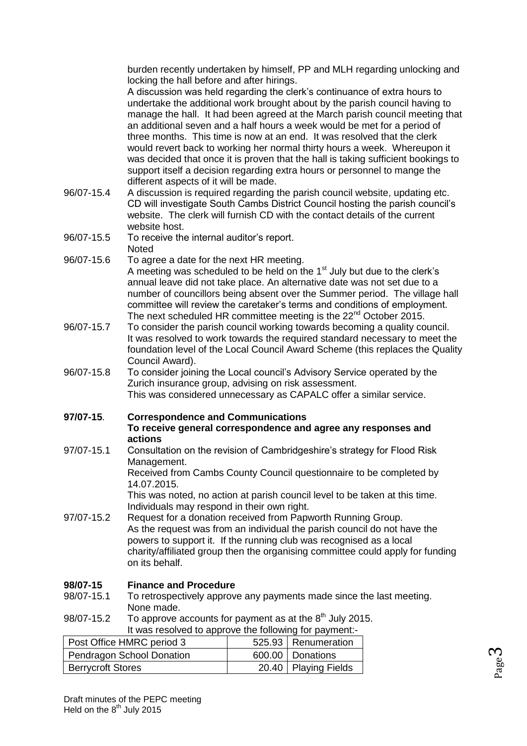burden recently undertaken by himself, PP and MLH regarding unlocking and locking the hall before and after hirings.

A discussion was held regarding the clerk's continuance of extra hours to undertake the additional work brought about by the parish council having to manage the hall. It had been agreed at the March parish council meeting that an additional seven and a half hours a week would be met for a period of three months. This time is now at an end. It was resolved that the clerk would revert back to working her normal thirty hours a week. Whereupon it was decided that once it is proven that the hall is taking sufficient bookings to support itself a decision regarding extra hours or personnel to mange the different aspects of it will be made.

96/07-15.4 A discussion is required regarding the parish council website, updating etc. CD will investigate South Cambs District Council hosting the parish council's website. The clerk will furnish CD with the contact details of the current website host.

96/07-15.5 To receive the internal auditor's report.
Noted

96/07-15.6 To agree a date for the next HR meeting.
A meeting was scheduled to be held on the 1st July but due to the clerk's annual leave did not take place. An alternative date was not set due to a number of councillors being absent over the Summer period. The village hall committee will review the caretaker's terms and conditions of employment. The next scheduled HR committee meeting is the 22nd October 2015.

96/07-15.7 To consider the parish council working towards becoming a quality council.
It was resolved to work towards the required standard necessary to meet the foundation level of the Local Council Award Scheme (this replaces the Quality Council Award).

96/07-15.8 To consider joining the Local council's Advisory Service operated by the Zurich insurance group, advising on risk assessment.
This was considered unnecessary as CAPALC offer a similar service.

**97/07-15. Correspondence and Communications**
**To receive general correspondence and agree any responses and actions**

97/07-15.1 Consultation on the revision of Cambridgeshire's strategy for Flood Risk Management.
Received from Cambs County Council questionnaire to be completed by 14.07.2015.
This was noted, no action at parish council level to be taken at this time. Individuals may respond in their own right.

97/07-15.2 Request for a donation received from Papworth Running Group.
As the request was from an individual the parish council do not have the powers to support it. If the running club was recognised as a local charity/affiliated group then the organising committee could apply for funding on its behalf.

**98/07-15 Finance and Procedure**

98/07-15.1 To retrospectively approve any payments made since the last meeting.
None made.

98/07-15.2 To approve accounts for payment as at the 8th July 2015.
It was resolved to approve the following for payment:-

| | | |
|---|---|---|
| Post Office HMRC period 3 | 525.93 | Renumeration |
| Pendragon School Donation | 600.00 | Donations |
| Berrycroft Stores | 20.40 | Playing Fields |

Draft minutes of the PEPC meeting
Held on the 8th July 2015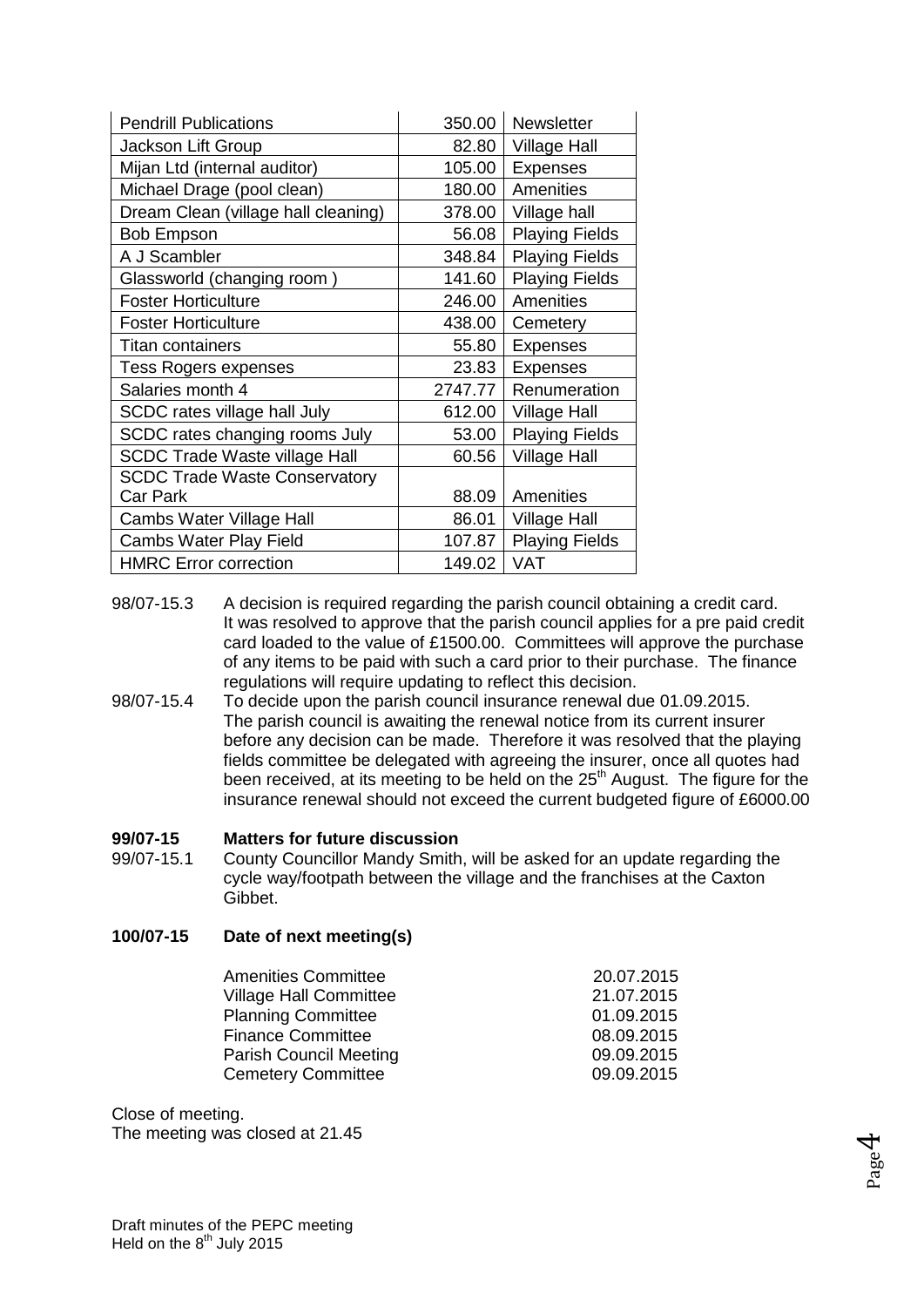| Pendrill Publications | 350.00 | Newsletter |
|---|---|---|
| Jackson Lift Group | 82.80 | Village Hall |
| Mijan Ltd (internal auditor) | 105.00 | Expenses |
| Michael Drage (pool clean) | 180.00 | Amenities |
| Dream Clean (village hall cleaning) | 378.00 | Village hall |
| Bob Empson | 56.08 | Playing Fields |
| A J Scambler | 348.84 | Playing Fields |
| Glassworld (changing room ) | 141.60 | Playing Fields |
| Foster Horticulture | 246.00 | Amenities |
| Foster Horticulture | 438.00 | Cemetery |
| Titan containers | 55.80 | Expenses |
| Tess Rogers expenses | 23.83 | Expenses |
| Salaries month 4 | 2747.77 | Renumeration |
| SCDC rates village hall July | 612.00 | Village Hall |
| SCDC rates changing rooms July | 53.00 | Playing Fields |
| SCDC Trade Waste village Hall | 60.56 | Village Hall |
| SCDC Trade Waste Conservatory Car Park | 88.09 | Amenities |
| Cambs Water Village Hall | 86.01 | Village Hall |
| Cambs Water Play Field | 107.87 | Playing Fields |
| HMRC Error correction | 149.02 | VAT |

98/07-15.3 A decision is required regarding the parish council obtaining a credit card. It was resolved to approve that the parish council applies for a pre paid credit card loaded to the value of £1500.00. Committees will approve the purchase of any items to be paid with such a card prior to their purchase. The finance regulations will require updating to reflect this decision.

98/07-15.4 To decide upon the parish council insurance renewal due 01.09.2015. The parish council is awaiting the renewal notice from its current insurer before any decision can be made. Therefore it was resolved that the playing fields committee be delegated with agreeing the insurer, once all quotes had been received, at its meeting to be held on the 25th August. The figure for the insurance renewal should not exceed the current budgeted figure of £6000.00

**99/07-15 Matters for future discussion**

99/07-15.1 County Councillor Mandy Smith, will be asked for an update regarding the cycle way/footpath between the village and the franchises at the Caxton Gibbet.

**100/07-15 Date of next meeting(s)**

| | |
|---|---|
| Amenities Committee | 20.07.2015 |
| Village Hall Committee | 21.07.2015 |
| Planning Committee | 01.09.2015 |
| Finance Committee | 08.09.2015 |
| Parish Council Meeting | 09.09.2015 |
| Cemetery Committee | 09.09.2015 |

Close of meeting.
The meeting was closed at 21.45

Draft minutes of the PEPC meeting
Held on the 8th July 2015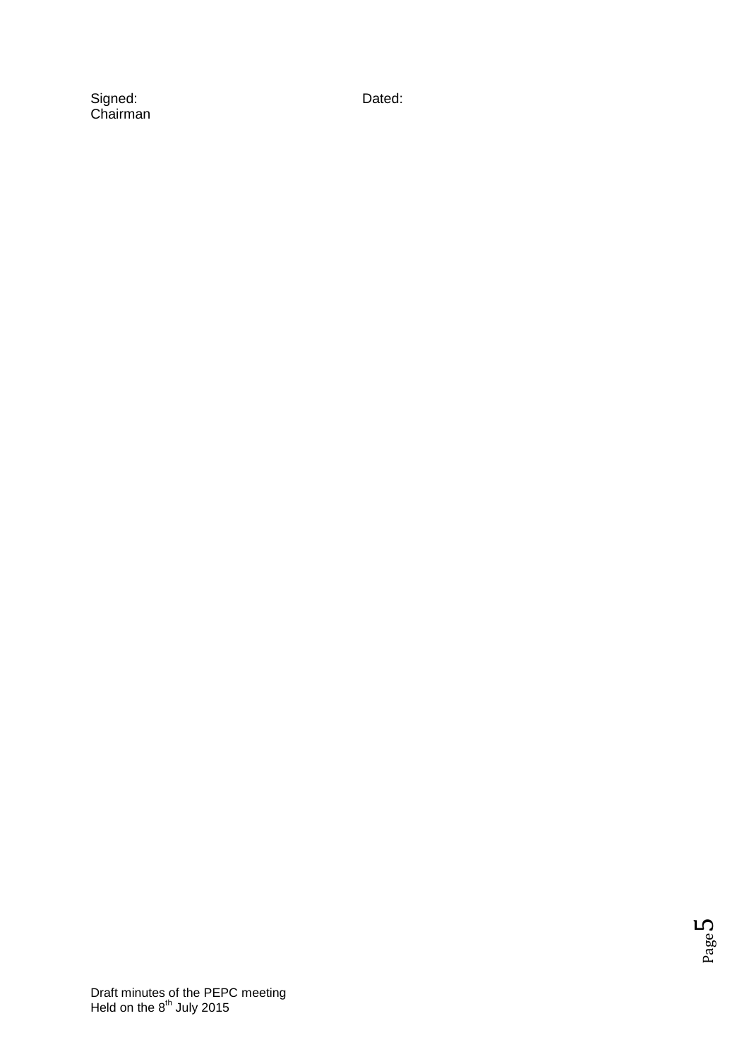Signed: Dated:
Chairman